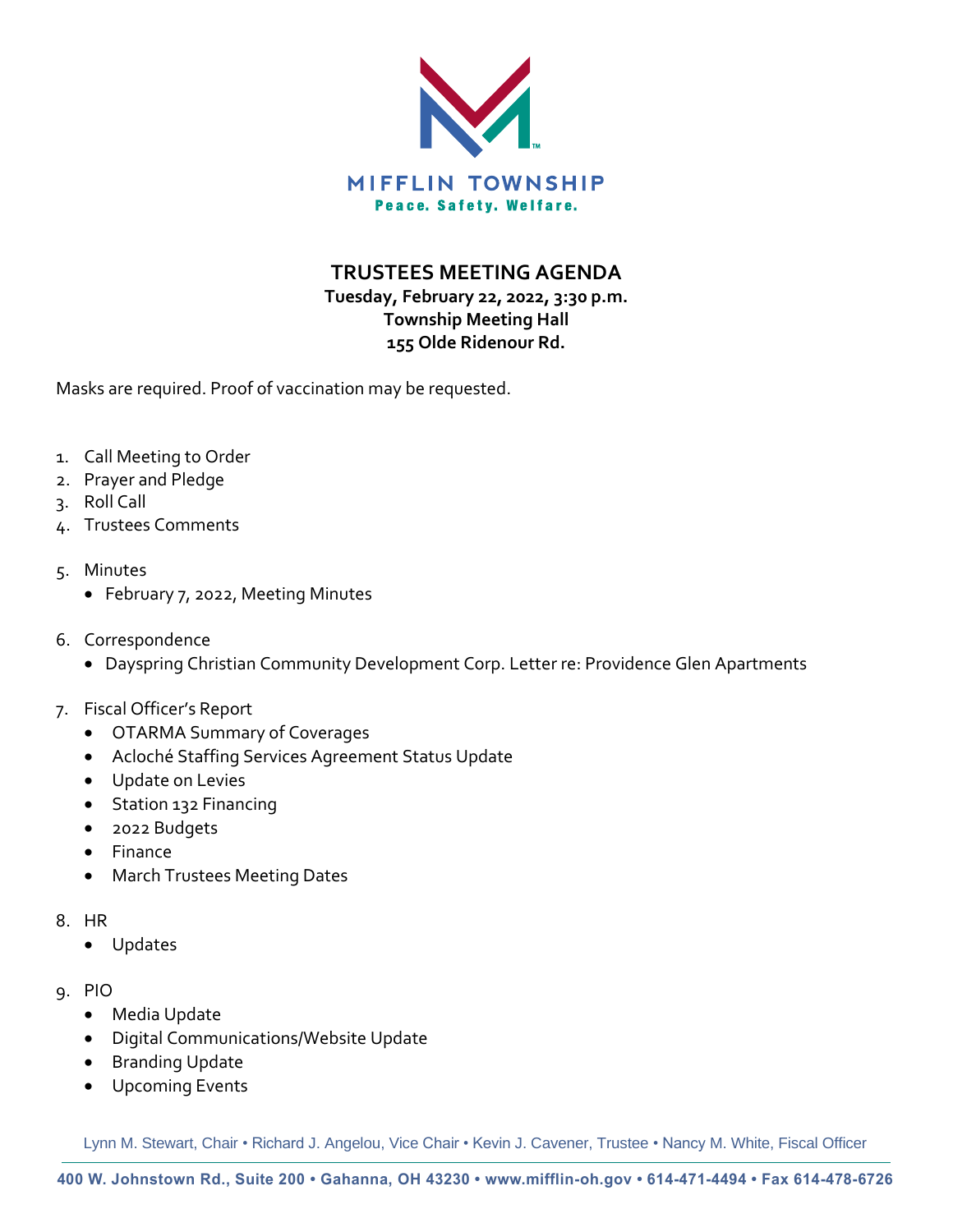MIFFLIN TOWNSHIP

Peace. Safety. Welfare.

# TRUSTEES MEETING AGENDA

**Tuesday, February 22, 2022, 3:30 p.m.**
**Township Meeting Hall**
**155 Olde Ridenour Rd.**

Masks are required. Proof of vaccination may be requested.

1. Call Meeting to Order
2. Prayer and Pledge
3. Roll Call
4. Trustees Comments
5. Minutes
   - February 7, 2022, Meeting Minutes
6. Correspondence
   - Dayspring Christian Community Development Corp. Letter re: Providence Glen Apartments
7. Fiscal Officer's Report
   - OTARMA Summary of Coverages
   - Acloché Staffing Services Agreement Status Update
   - Update on Levies
   - Station 132 Financing
   - 2022 Budgets
   - Finance
   - March Trustees Meeting Dates
8. HR
   - Updates
9. PIO
   - Media Update
   - Digital Communications/Website Update
   - Branding Update
   - Upcoming Events

Lynn M. Stewart, Chair • Richard J. Angelou, Vice Chair • Kevin J. Cavener, Trustee • Nancy M. White, Fiscal Officer

400 W. Johnstown Rd., Suite 200 • Gahanna, OH 43230 • www.mifflin-oh.gov • 614-471-4494 • Fax 614-478-6726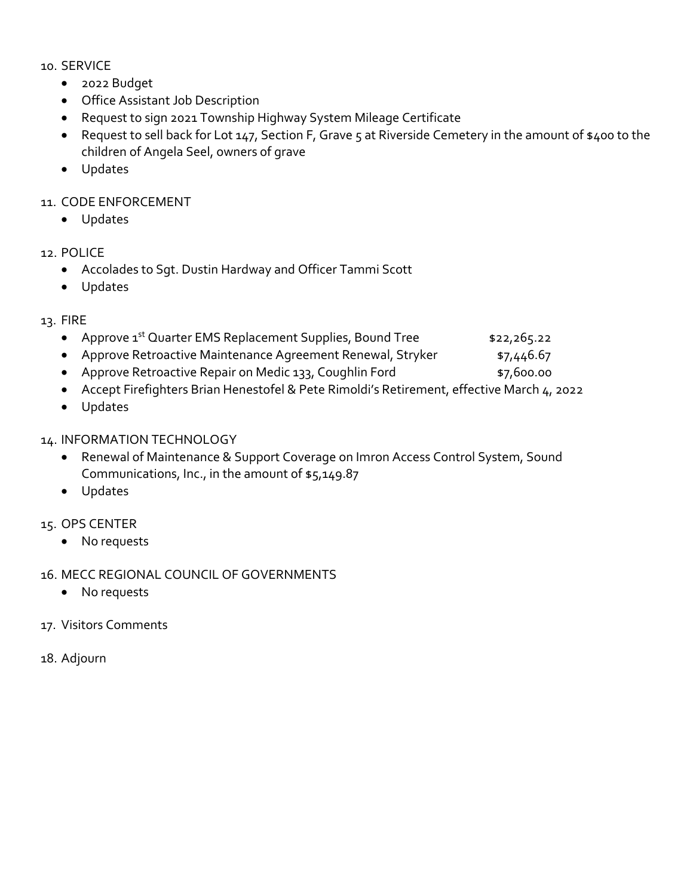10. SERVICE
    - 2022 Budget
    - Office Assistant Job Description
    - Request to sign 2021 Township Highway System Mileage Certificate
    - Request to sell back for Lot 147, Section F, Grave 5 at Riverside Cemetery in the amount of $400 to the children of Angela Seel, owners of grave
    - Updates

11. CODE ENFORCEMENT
    - Updates

12. POLICE
    - Accolades to Sgt. Dustin Hardway and Officer Tammi Scott
    - Updates

13. FIRE
    - Approve 1st Quarter EMS Replacement Supplies, Bound Tree $22,265.22
    - Approve Retroactive Maintenance Agreement Renewal, Stryker $7,446.67
    - Approve Retroactive Repair on Medic 133, Coughlin Ford $7,600.00
    - Accept Firefighters Brian Henestofel & Pete Rimoldi's Retirement, effective March 4, 2022
    - Updates

14. INFORMATION TECHNOLOGY
    - Renewal of Maintenance & Support Coverage on Imron Access Control System, Sound Communications, Inc., in the amount of $5,149.87
    - Updates

15. OPS CENTER
    - No requests

16. MECC REGIONAL COUNCIL OF GOVERNMENTS
    - No requests

17. Visitors Comments

18. Adjourn